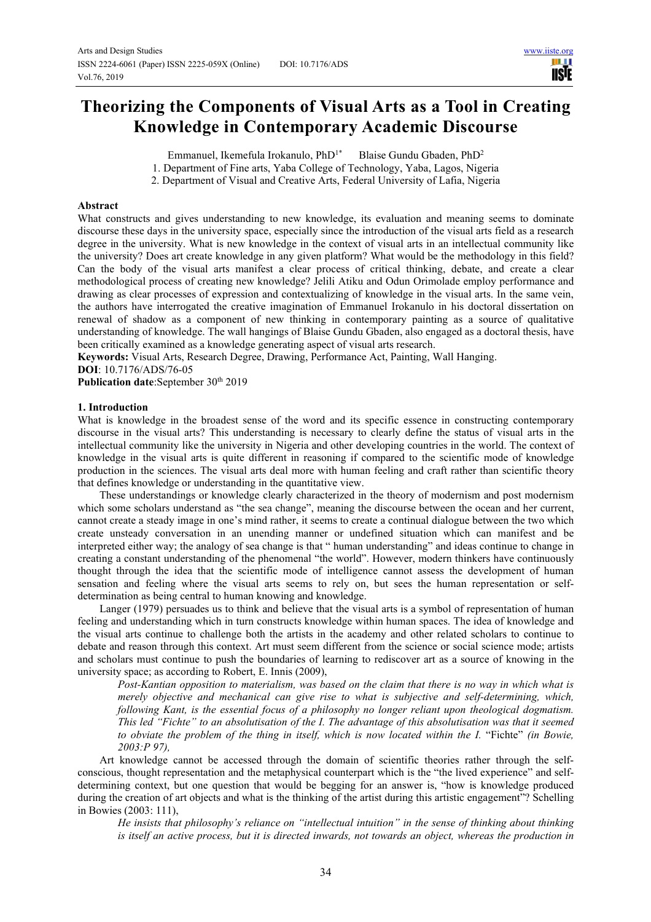# Theorizing the Components of Visual Arts as a Tool in Creating Knowledge in Contemporary Academic Discourse

Emmanuel, Ikemefula Irokanulo, PhD[1*]  Blaise Gundu Gbaden, PhD[2]

1. Department of Fine arts, Yaba College of Technology, Yaba, Lagos, Nigeria
2. Department of Visual and Creative Arts, Federal University of Lafia, Nigeria

## Abstract

What constructs and gives understanding to new knowledge, its evaluation and meaning seems to dominate discourse these days in the university space, especially since the introduction of the visual arts field as a research degree in the university. What is new knowledge in the context of visual arts in an intellectual community like the university? Does art create knowledge in any given platform? What would be the methodology in this field? Can the body of the visual arts manifest a clear process of critical thinking, debate, and create a clear methodological process of creating new knowledge? Jelili Atiku and Odun Orimolade employ performance and drawing as clear processes of expression and contextualizing of knowledge in the visual arts. In the same vein, the authors have interrogated the creative imagination of Emmanuel Irokanulo in his doctoral dissertation on renewal of shadow as a component of new thinking in contemporary painting as a source of qualitative understanding of knowledge. The wall hangings of Blaise Gundu Gbaden, also engaged as a doctoral thesis, have been critically examined as a knowledge generating aspect of visual arts research.

**Keywords:** Visual Arts, Research Degree, Drawing, Performance Act, Painting, Wall Hanging.

**DOI**: 10.7176/ADS/76-05

**Publication date**:September 30th 2019

## 1. Introduction

What is knowledge in the broadest sense of the word and its specific essence in constructing contemporary discourse in the visual arts? This understanding is necessary to clearly define the status of visual arts in the intellectual community like the university in Nigeria and other developing countries in the world. The context of knowledge in the visual arts is quite different in reasoning if compared to the scientific mode of knowledge production in the sciences. The visual arts deal more with human feeling and craft rather than scientific theory that defines knowledge or understanding in the quantitative view.

These understandings or knowledge clearly characterized in the theory of modernism and post modernism which some scholars understand as "the sea change", meaning the discourse between the ocean and her current, cannot create a steady image in one's mind rather, it seems to create a continual dialogue between the two which create unsteady conversation in an unending manner or undefined situation which can manifest and be interpreted either way; the analogy of sea change is that " human understanding" and ideas continue to change in creating a constant understanding of the phenomenal "the world". However, modern thinkers have continuously thought through the idea that the scientific mode of intelligence cannot assess the development of human sensation and feeling where the visual arts seems to rely on, but sees the human representation or self-determination as being central to human knowing and knowledge.

Langer (1979) persuades us to think and believe that the visual arts is a symbol of representation of human feeling and understanding which in turn constructs knowledge within human spaces. The idea of knowledge and the visual arts continue to challenge both the artists in the academy and other related scholars to continue to debate and reason through this context. Art must seem different from the science or social science mode; artists and scholars must continue to push the boundaries of learning to rediscover art as a source of knowing in the university space; as according to Robert, E. Innis (2009),

> *Post-Kantian opposition to materialism, was based on the claim that there is no way in which what is merely objective and mechanical can give rise to what is subjective and self-determining, which, following Kant, is the essential focus of a philosophy no longer reliant upon theological dogmatism. This led "Fichte" to an absolutisation of the I. The advantage of this absolutisation was that it seemed to obviate the problem of the thing in itself, which is now located within the I.* "Fichte" *(in Bowie, 2003:P 97),*

Art knowledge cannot be accessed through the domain of scientific theories rather through the self-conscious, thought representation and the metaphysical counterpart which is the "the lived experience" and self-determining context, but one question that would be begging for an answer is, "how is knowledge produced during the creation of art objects and what is the thinking of the artist during this artistic engagement"? Schelling in Bowies (2003: 111),

> *He insists that philosophy's reliance on "intellectual intuition" in the sense of thinking about thinking is itself an active process, but it is directed inwards, not towards an object, whereas the production in*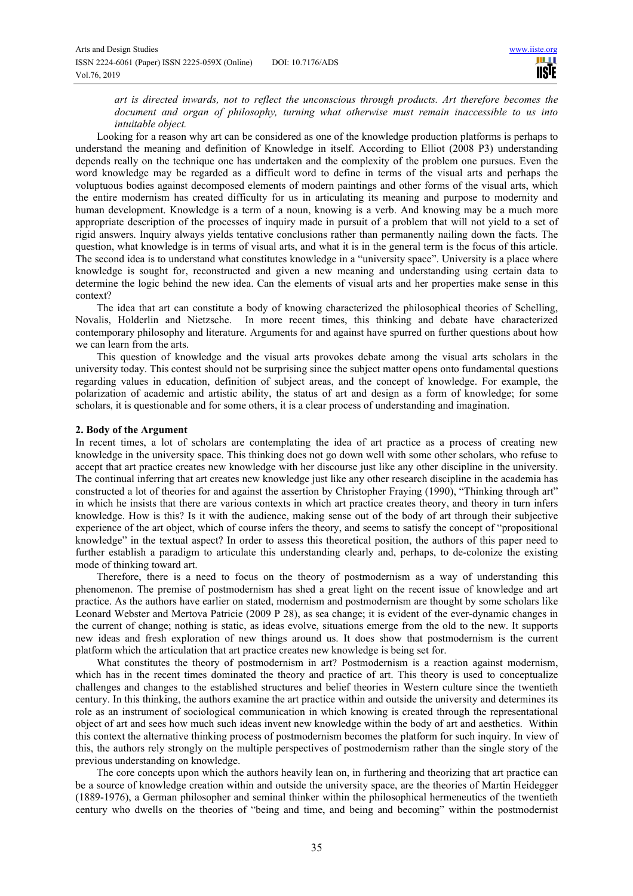*art is directed inwards, not to reflect the unconscious through products. Art therefore becomes the document and organ of philosophy, turning what otherwise must remain inaccessible to us into intuitable object.*

Looking for a reason why art can be considered as one of the knowledge production platforms is perhaps to understand the meaning and definition of Knowledge in itself. According to Elliot (2008 P3) understanding depends really on the technique one has undertaken and the complexity of the problem one pursues. Even the word knowledge may be regarded as a difficult word to define in terms of the visual arts and perhaps the voluptuous bodies against decomposed elements of modern paintings and other forms of the visual arts, which the entire modernism has created difficulty for us in articulating its meaning and purpose to modernity and human development. Knowledge is a term of a noun, knowing is a verb. And knowing may be a much more appropriate description of the processes of inquiry made in pursuit of a problem that will not yield to a set of rigid answers. Inquiry always yields tentative conclusions rather than permanently nailing down the facts. The question, what knowledge is in terms of visual arts, and what it is in the general term is the focus of this article. The second idea is to understand what constitutes knowledge in a "university space". University is a place where knowledge is sought for, reconstructed and given a new meaning and understanding using certain data to determine the logic behind the new idea. Can the elements of visual arts and her properties make sense in this context?

The idea that art can constitute a body of knowing characterized the philosophical theories of Schelling, Novalis, Holderlin and Nietzsche. In more recent times, this thinking and debate have characterized contemporary philosophy and literature. Arguments for and against have spurred on further questions about how we can learn from the arts.

This question of knowledge and the visual arts provokes debate among the visual arts scholars in the university today. This contest should not be surprising since the subject matter opens onto fundamental questions regarding values in education, definition of subject areas, and the concept of knowledge. For example, the polarization of academic and artistic ability, the status of art and design as a form of knowledge; for some scholars, it is questionable and for some others, it is a clear process of understanding and imagination.

## 2. Body of the Argument

In recent times, a lot of scholars are contemplating the idea of art practice as a process of creating new knowledge in the university space. This thinking does not go down well with some other scholars, who refuse to accept that art practice creates new knowledge with her discourse just like any other discipline in the university. The continual inferring that art creates new knowledge just like any other research discipline in the academia has constructed a lot of theories for and against the assertion by Christopher Fraying (1990), "Thinking through art" in which he insists that there are various contexts in which art practice creates theory, and theory in turn infers knowledge. How is this? Is it with the audience, making sense out of the body of art through their subjective experience of the art object, which of course infers the theory, and seems to satisfy the concept of "propositional knowledge" in the textual aspect? In order to assess this theoretical position, the authors of this paper need to further establish a paradigm to articulate this understanding clearly and, perhaps, to de-colonize the existing mode of thinking toward art.

Therefore, there is a need to focus on the theory of postmodernism as a way of understanding this phenomenon. The premise of postmodernism has shed a great light on the recent issue of knowledge and art practice. As the authors have earlier on stated, modernism and postmodernism are thought by some scholars like Leonard Webster and Mertova Patricie (2009 P 28), as sea change; it is evident of the ever-dynamic changes in the current of change; nothing is static, as ideas evolve, situations emerge from the old to the new. It supports new ideas and fresh exploration of new things around us. It does show that postmodernism is the current platform which the articulation that art practice creates new knowledge is being set for.

What constitutes the theory of postmodernism in art? Postmodernism is a reaction against modernism, which has in the recent times dominated the theory and practice of art. This theory is used to conceptualize challenges and changes to the established structures and belief theories in Western culture since the twentieth century. In this thinking, the authors examine the art practice within and outside the university and determines its role as an instrument of sociological communication in which knowing is created through the representational object of art and sees how much such ideas invent new knowledge within the body of art and aesthetics. Within this context the alternative thinking process of postmodernism becomes the platform for such inquiry. In view of this, the authors rely strongly on the multiple perspectives of postmodernism rather than the single story of the previous understanding on knowledge.

The core concepts upon which the authors heavily lean on, in furthering and theorizing that art practice can be a source of knowledge creation within and outside the university space, are the theories of Martin Heidegger (1889-1976), a German philosopher and seminal thinker within the philosophical hermeneutics of the twentieth century who dwells on the theories of "being and time, and being and becoming" within the postmodernist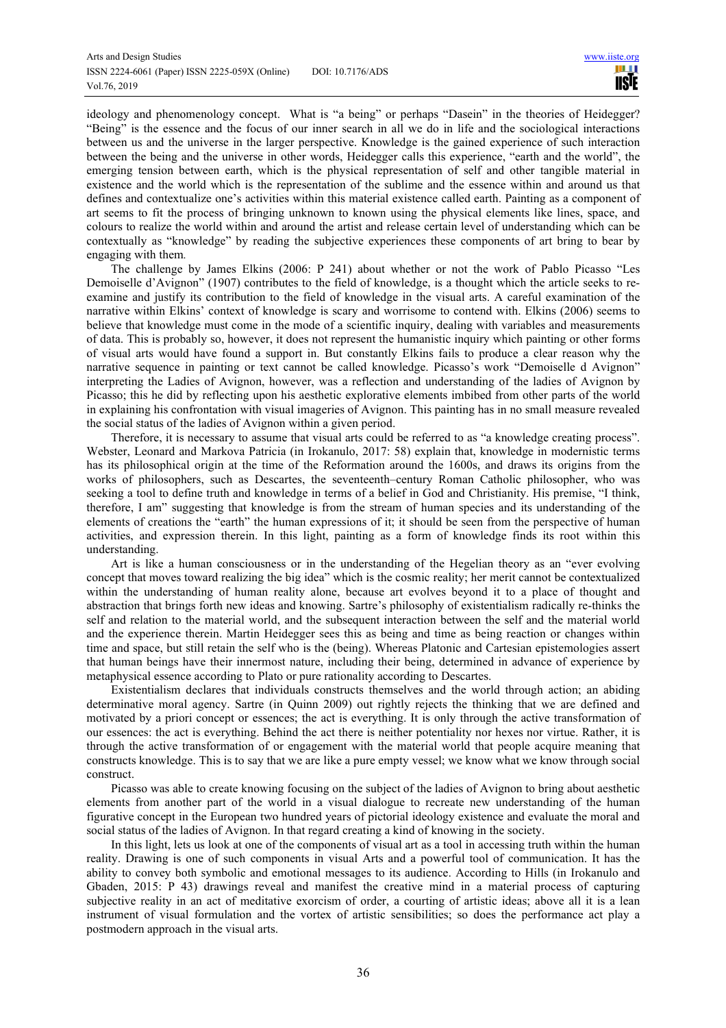ideology and phenomenology concept. What is "a being" or perhaps "Dasein" in the theories of Heidegger? "Being" is the essence and the focus of our inner search in all we do in life and the sociological interactions between us and the universe in the larger perspective. Knowledge is the gained experience of such interaction between the being and the universe in other words, Heidegger calls this experience, "earth and the world", the emerging tension between earth, which is the physical representation of self and other tangible material in existence and the world which is the representation of the sublime and the essence within and around us that defines and contextualize one's activities within this material existence called earth. Painting as a component of art seems to fit the process of bringing unknown to known using the physical elements like lines, space, and colours to realize the world within and around the artist and release certain level of understanding which can be contextually as "knowledge" by reading the subjective experiences these components of art bring to bear by engaging with them.

The challenge by James Elkins (2006: P 241) about whether or not the work of Pablo Picasso "Les Demoiselle d'Avignon" (1907) contributes to the field of knowledge, is a thought which the article seeks to re-examine and justify its contribution to the field of knowledge in the visual arts. A careful examination of the narrative within Elkins' context of knowledge is scary and worrisome to contend with. Elkins (2006) seems to believe that knowledge must come in the mode of a scientific inquiry, dealing with variables and measurements of data. This is probably so, however, it does not represent the humanistic inquiry which painting or other forms of visual arts would have found a support in. But constantly Elkins fails to produce a clear reason why the narrative sequence in painting or text cannot be called knowledge. Picasso's work "Demoiselle d Avignon" interpreting the Ladies of Avignon, however, was a reflection and understanding of the ladies of Avignon by Picasso; this he did by reflecting upon his aesthetic explorative elements imbibed from other parts of the world in explaining his confrontation with visual imageries of Avignon. This painting has in no small measure revealed the social status of the ladies of Avignon within a given period.

Therefore, it is necessary to assume that visual arts could be referred to as "a knowledge creating process". Webster, Leonard and Markova Patricia (in Irokanulo, 2017: 58) explain that, knowledge in modernistic terms has its philosophical origin at the time of the Reformation around the 1600s, and draws its origins from the works of philosophers, such as Descartes, the seventeenth–century Roman Catholic philosopher, who was seeking a tool to define truth and knowledge in terms of a belief in God and Christianity. His premise, "I think, therefore, I am" suggesting that knowledge is from the stream of human species and its understanding of the elements of creations the "earth" the human expressions of it; it should be seen from the perspective of human activities, and expression therein. In this light, painting as a form of knowledge finds its root within this understanding.

Art is like a human consciousness or in the understanding of the Hegelian theory as an "ever evolving concept that moves toward realizing the big idea" which is the cosmic reality; her merit cannot be contextualized within the understanding of human reality alone, because art evolves beyond it to a place of thought and abstraction that brings forth new ideas and knowing. Sartre's philosophy of existentialism radically re-thinks the self and relation to the material world, and the subsequent interaction between the self and the material world and the experience therein. Martin Heidegger sees this as being and time as being reaction or changes within time and space, but still retain the self who is the (being). Whereas Platonic and Cartesian epistemologies assert that human beings have their innermost nature, including their being, determined in advance of experience by metaphysical essence according to Plato or pure rationality according to Descartes.

Existentialism declares that individuals constructs themselves and the world through action; an abiding determinative moral agency. Sartre (in Quinn 2009) out rightly rejects the thinking that we are defined and motivated by a priori concept or essences; the act is everything. It is only through the active transformation of our essences: the act is everything. Behind the act there is neither potentiality nor hexes nor virtue. Rather, it is through the active transformation of or engagement with the material world that people acquire meaning that constructs knowledge. This is to say that we are like a pure empty vessel; we know what we know through social construct.

Picasso was able to create knowing focusing on the subject of the ladies of Avignon to bring about aesthetic elements from another part of the world in a visual dialogue to recreate new understanding of the human figurative concept in the European two hundred years of pictorial ideology existence and evaluate the moral and social status of the ladies of Avignon. In that regard creating a kind of knowing in the society.

In this light, lets us look at one of the components of visual art as a tool in accessing truth within the human reality. Drawing is one of such components in visual Arts and a powerful tool of communication. It has the ability to convey both symbolic and emotional messages to its audience. According to Hills (in Irokanulo and Gbaden, 2015: P 43) drawings reveal and manifest the creative mind in a material process of capturing subjective reality in an act of meditative exorcism of order, a courting of artistic ideas; above all it is a lean instrument of visual formulation and the vortex of artistic sensibilities; so does the performance act play a postmodern approach in the visual arts.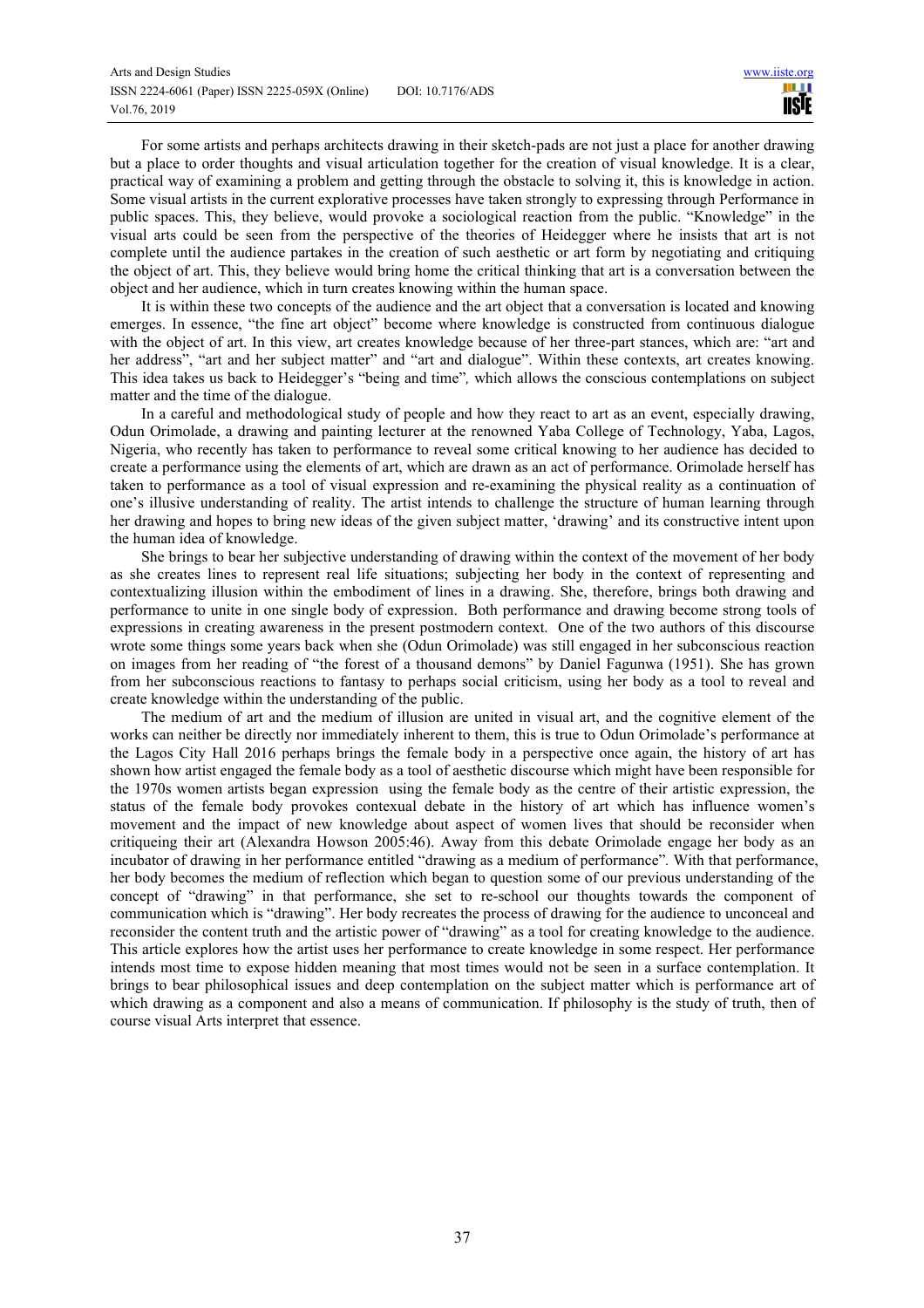For some artists and perhaps architects drawing in their sketch-pads are not just a place for another drawing but a place to order thoughts and visual articulation together for the creation of visual knowledge. It is a clear, practical way of examining a problem and getting through the obstacle to solving it, this is knowledge in action. Some visual artists in the current explorative processes have taken strongly to expressing through Performance in public spaces. This, they believe, would provoke a sociological reaction from the public. "Knowledge" in the visual arts could be seen from the perspective of the theories of Heidegger where he insists that art is not complete until the audience partakes in the creation of such aesthetic or art form by negotiating and critiquing the object of art. This, they believe would bring home the critical thinking that art is a conversation between the object and her audience, which in turn creates knowing within the human space.

It is within these two concepts of the audience and the art object that a conversation is located and knowing emerges. In essence, "the fine art object" become where knowledge is constructed from continuous dialogue with the object of art. In this view, art creates knowledge because of her three-part stances, which are: "art and her address", "art and her subject matter" and "art and dialogue". Within these contexts, art creates knowing. This idea takes us back to Heidegger's "being and time", which allows the conscious contemplations on subject matter and the time of the dialogue.

In a careful and methodological study of people and how they react to art as an event, especially drawing, Odun Orimolade, a drawing and painting lecturer at the renowned Yaba College of Technology, Yaba, Lagos, Nigeria, who recently has taken to performance to reveal some critical knowing to her audience has decided to create a performance using the elements of art, which are drawn as an act of performance. Orimolade herself has taken to performance as a tool of visual expression and re-examining the physical reality as a continuation of one's illusive understanding of reality. The artist intends to challenge the structure of human learning through her drawing and hopes to bring new ideas of the given subject matter, 'drawing' and its constructive intent upon the human idea of knowledge.

She brings to bear her subjective understanding of drawing within the context of the movement of her body as she creates lines to represent real life situations; subjecting her body in the context of representing and contextualizing illusion within the embodiment of lines in a drawing. She, therefore, brings both drawing and performance to unite in one single body of expression. Both performance and drawing become strong tools of expressions in creating awareness in the present postmodern context. One of the two authors of this discourse wrote some things some years back when she (Odun Orimolade) was still engaged in her subconscious reaction on images from her reading of "the forest of a thousand demons" by Daniel Fagunwa (1951). She has grown from her subconscious reactions to fantasy to perhaps social criticism, using her body as a tool to reveal and create knowledge within the understanding of the public.

The medium of art and the medium of illusion are united in visual art, and the cognitive element of the works can neither be directly nor immediately inherent to them, this is true to Odun Orimolade's performance at the Lagos City Hall 2016 perhaps brings the female body in a perspective once again, the history of art has shown how artist engaged the female body as a tool of aesthetic discourse which might have been responsible for the 1970s women artists began expression using the female body as the centre of their artistic expression, the status of the female body provokes contexual debate in the history of art which has influence women's movement and the impact of new knowledge about aspect of women lives that should be reconsider when critiqueing their art (Alexandra Howson 2005:46). Away from this debate Orimolade engage her body as an incubator of drawing in her performance entitled "drawing as a medium of performance". With that performance, her body becomes the medium of reflection which began to question some of our previous understanding of the concept of "drawing" in that performance, she set to re-school our thoughts towards the component of communication which is "drawing". Her body recreates the process of drawing for the audience to unconceal and reconsider the content truth and the artistic power of "drawing" as a tool for creating knowledge to the audience. This article explores how the artist uses her performance to create knowledge in some respect. Her performance intends most time to expose hidden meaning that most times would not be seen in a surface contemplation. It brings to bear philosophical issues and deep contemplation on the subject matter which is performance art of which drawing as a component and also a means of communication. If philosophy is the study of truth, then of course visual Arts interpret that essence.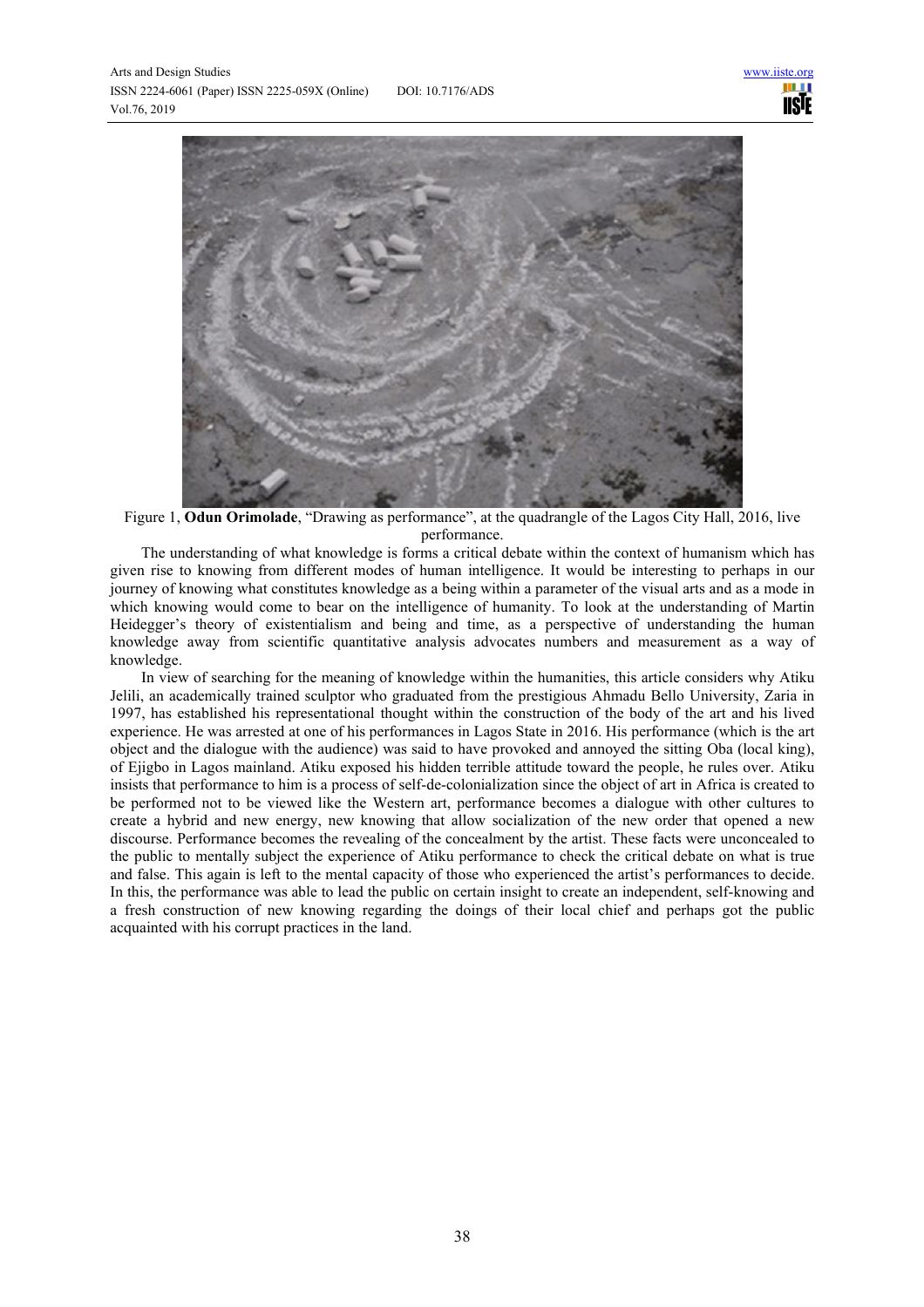Figure 1, **Odun Orimolade**, "Drawing as performance", at the quadrangle of the Lagos City Hall, 2016, live performance.

The understanding of what knowledge is forms a critical debate within the context of humanism which has given rise to knowing from different modes of human intelligence. It would be interesting to perhaps in our journey of knowing what constitutes knowledge as a being within a parameter of the visual arts and as a mode in which knowing would come to bear on the intelligence of humanity. To look at the understanding of Martin Heidegger's theory of existentialism and being and time, as a perspective of understanding the human knowledge away from scientific quantitative analysis advocates numbers and measurement as a way of knowledge.

In view of searching for the meaning of knowledge within the humanities, this article considers why Atiku Jelili, an academically trained sculptor who graduated from the prestigious Ahmadu Bello University, Zaria in 1997, has established his representational thought within the construction of the body of the art and his lived experience. He was arrested at one of his performances in Lagos State in 2016. His performance (which is the art object and the dialogue with the audience) was said to have provoked and annoyed the sitting Oba (local king), of Ejigbo in Lagos mainland. Atiku exposed his hidden terrible attitude toward the people, he rules over. Atiku insists that performance to him is a process of self-de-colonialization since the object of art in Africa is created to be performed not to be viewed like the Western art, performance becomes a dialogue with other cultures to create a hybrid and new energy, new knowing that allow socialization of the new order that opened a new discourse. Performance becomes the revealing of the concealment by the artist. These facts were unconcealed to the public to mentally subject the experience of Atiku performance to check the critical debate on what is true and false. This again is left to the mental capacity of those who experienced the artist's performances to decide. In this, the performance was able to lead the public on certain insight to create an independent, self-knowing and a fresh construction of new knowing regarding the doings of their local chief and perhaps got the public acquainted with his corrupt practices in the land.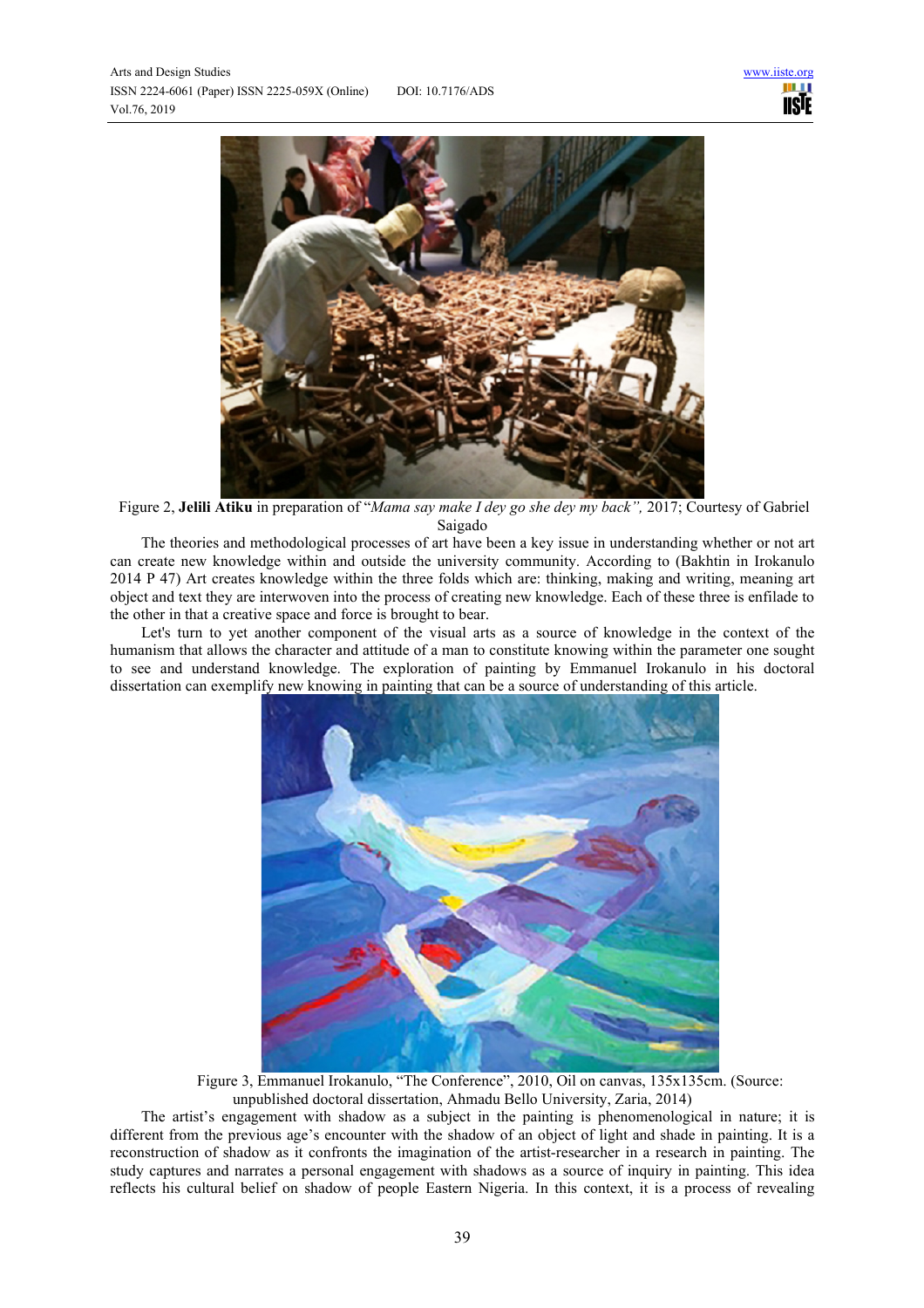Figure 2, **Jelili Atiku** in preparation of "*Mama say make I dey go she dey my back",* 2017; Courtesy of Gabriel Saigado

The theories and methodological processes of art have been a key issue in understanding whether or not art can create new knowledge within and outside the university community. According to (Bakhtin in Irokanulo 2014 P 47) Art creates knowledge within the three folds which are: thinking, making and writing, meaning art object and text they are interwoven into the process of creating new knowledge. Each of these three is enfilade to the other in that a creative space and force is brought to bear.

Let's turn to yet another component of the visual arts as a source of knowledge in the context of the humanism that allows the character and attitude of a man to constitute knowing within the parameter one sought to see and understand knowledge. The exploration of painting by Emmanuel Irokanulo in his doctoral dissertation can exemplify new knowing in painting that can be a source of understanding of this article.

Figure 3, Emmanuel Irokanulo, "The Conference", 2010, Oil on canvas, 135x135cm. (Source: unpublished doctoral dissertation, Ahmadu Bello University, Zaria, 2014)

The artist's engagement with shadow as a subject in the painting is phenomenological in nature; it is different from the previous age's encounter with the shadow of an object of light and shade in painting. It is a reconstruction of shadow as it confronts the imagination of the artist-researcher in a research in painting. The study captures and narrates a personal engagement with shadows as a source of inquiry in painting. This idea reflects his cultural belief on shadow of people Eastern Nigeria. In this context, it is a process of revealing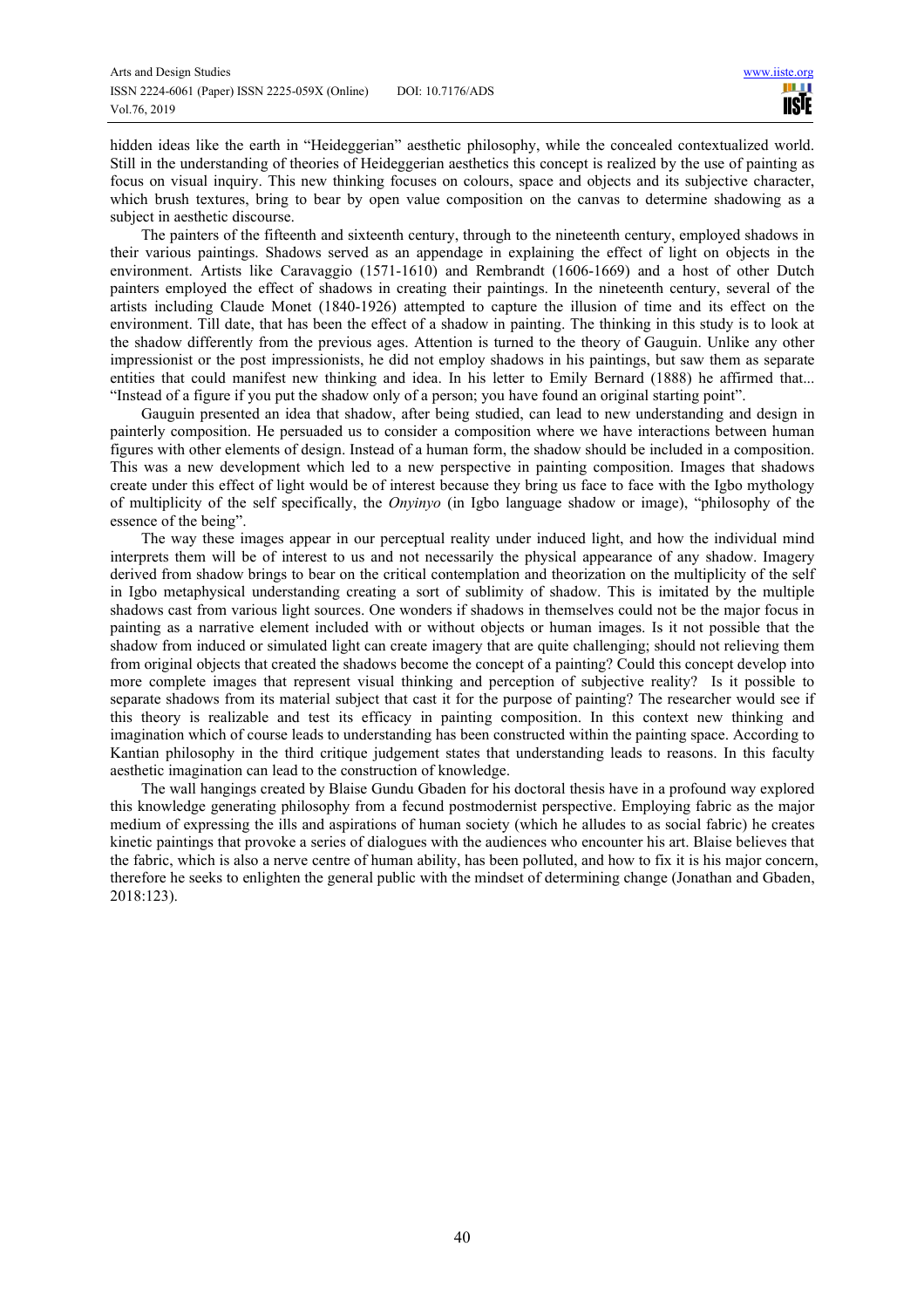hidden ideas like the earth in "Heideggerian" aesthetic philosophy, while the concealed contextualized world. Still in the understanding of theories of Heideggerian aesthetics this concept is realized by the use of painting as focus on visual inquiry. This new thinking focuses on colours, space and objects and its subjective character, which brush textures, bring to bear by open value composition on the canvas to determine shadowing as a subject in aesthetic discourse.

The painters of the fifteenth and sixteenth century, through to the nineteenth century, employed shadows in their various paintings. Shadows served as an appendage in explaining the effect of light on objects in the environment. Artists like Caravaggio (1571-1610) and Rembrandt (1606-1669) and a host of other Dutch painters employed the effect of shadows in creating their paintings. In the nineteenth century, several of the artists including Claude Monet (1840-1926) attempted to capture the illusion of time and its effect on the environment. Till date, that has been the effect of a shadow in painting. The thinking in this study is to look at the shadow differently from the previous ages. Attention is turned to the theory of Gauguin. Unlike any other impressionist or the post impressionists, he did not employ shadows in his paintings, but saw them as separate entities that could manifest new thinking and idea. In his letter to Emily Bernard (1888) he affirmed that... "Instead of a figure if you put the shadow only of a person; you have found an original starting point".

Gauguin presented an idea that shadow, after being studied, can lead to new understanding and design in painterly composition. He persuaded us to consider a composition where we have interactions between human figures with other elements of design. Instead of a human form, the shadow should be included in a composition. This was a new development which led to a new perspective in painting composition. Images that shadows create under this effect of light would be of interest because they bring us face to face with the Igbo mythology of multiplicity of the self specifically, the *Onyinyo* (in Igbo language shadow or image), "philosophy of the essence of the being".

The way these images appear in our perceptual reality under induced light, and how the individual mind interprets them will be of interest to us and not necessarily the physical appearance of any shadow. Imagery derived from shadow brings to bear on the critical contemplation and theorization on the multiplicity of the self in Igbo metaphysical understanding creating a sort of sublimity of shadow. This is imitated by the multiple shadows cast from various light sources. One wonders if shadows in themselves could not be the major focus in painting as a narrative element included with or without objects or human images. Is it not possible that the shadow from induced or simulated light can create imagery that are quite challenging; should not relieving them from original objects that created the shadows become the concept of a painting? Could this concept develop into more complete images that represent visual thinking and perception of subjective reality? Is it possible to separate shadows from its material subject that cast it for the purpose of painting? The researcher would see if this theory is realizable and test its efficacy in painting composition. In this context new thinking and imagination which of course leads to understanding has been constructed within the painting space. According to Kantian philosophy in the third critique judgement states that understanding leads to reasons. In this faculty aesthetic imagination can lead to the construction of knowledge.

The wall hangings created by Blaise Gundu Gbaden for his doctoral thesis have in a profound way explored this knowledge generating philosophy from a fecund postmodernist perspective. Employing fabric as the major medium of expressing the ills and aspirations of human society (which he alludes to as social fabric) he creates kinetic paintings that provoke a series of dialogues with the audiences who encounter his art. Blaise believes that the fabric, which is also a nerve centre of human ability, has been polluted, and how to fix it is his major concern, therefore he seeks to enlighten the general public with the mindset of determining change (Jonathan and Gbaden, 2018:123).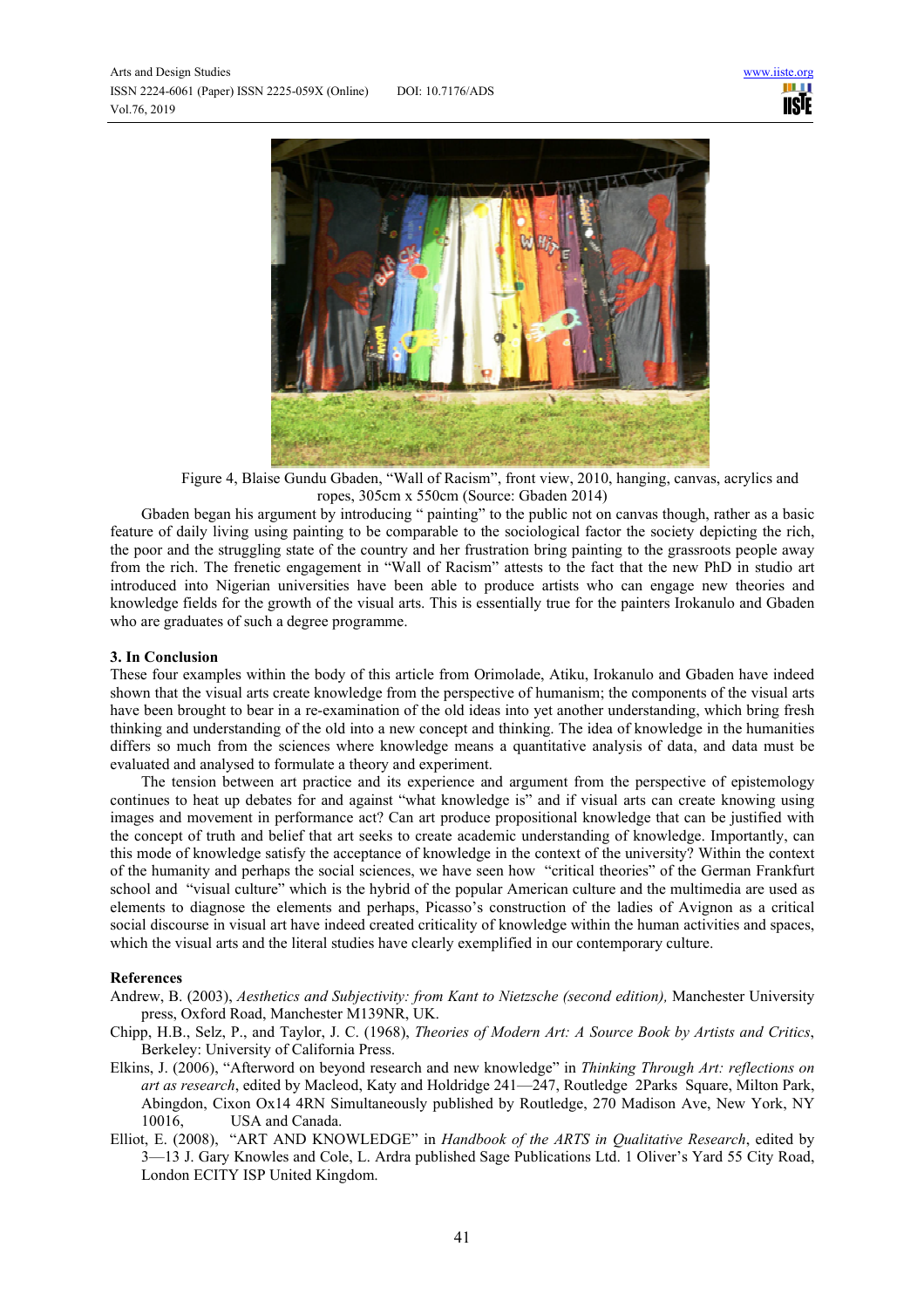Figure 4, Blaise Gundu Gbaden, "Wall of Racism", front view, 2010, hanging, canvas, acrylics and ropes, 305cm x 550cm (Source: Gbaden 2014)

Gbaden began his argument by introducing " painting" to the public not on canvas though, rather as a basic feature of daily living using painting to be comparable to the sociological factor the society depicting the rich, the poor and the struggling state of the country and her frustration bring painting to the grassroots people away from the rich. The frenetic engagement in "Wall of Racism" attests to the fact that the new PhD in studio art introduced into Nigerian universities have been able to produce artists who can engage new theories and knowledge fields for the growth of the visual arts. This is essentially true for the painters Irokanulo and Gbaden who are graduates of such a degree programme.

## 3. In Conclusion

These four examples within the body of this article from Orimolade, Atiku, Irokanulo and Gbaden have indeed shown that the visual arts create knowledge from the perspective of humanism; the components of the visual arts have been brought to bear in a re-examination of the old ideas into yet another understanding, which bring fresh thinking and understanding of the old into a new concept and thinking. The idea of knowledge in the humanities differs so much from the sciences where knowledge means a quantitative analysis of data, and data must be evaluated and analysed to formulate a theory and experiment.

The tension between art practice and its experience and argument from the perspective of epistemology continues to heat up debates for and against "what knowledge is" and if visual arts can create knowing using images and movement in performance act? Can art produce propositional knowledge that can be justified with the concept of truth and belief that art seeks to create academic understanding of knowledge. Importantly, can this mode of knowledge satisfy the acceptance of knowledge in the context of the university? Within the context of the humanity and perhaps the social sciences, we have seen how "critical theories" of the German Frankfurt school and "visual culture" which is the hybrid of the popular American culture and the multimedia are used as elements to diagnose the elements and perhaps, Picasso's construction of the ladies of Avignon as a critical social discourse in visual art have indeed created criticality of knowledge within the human activities and spaces, which the visual arts and the literal studies have clearly exemplified in our contemporary culture.

## References

Andrew, B. (2003), *Aesthetics and Subjectivity: from Kant to Nietzsche (second edition),* Manchester University press, Oxford Road, Manchester M139NR, UK.

Chipp, H.B., Selz, P., and Taylor, J. C. (1968), *Theories of Modern Art: A Source Book by Artists and Critics*, Berkeley: University of California Press.

Elkins, J. (2006), "Afterword on beyond research and new knowledge" in *Thinking Through Art: reflections on art as research*, edited by Macleod, Katy and Holdridge 241—247, Routledge 2Parks Square, Milton Park, Abingdon, Cixon Ox14 4RN Simultaneously published by Routledge, 270 Madison Ave, New York, NY 10016, USA and Canada.

Elliot, E. (2008), "ART AND KNOWLEDGE" in *Handbook of the ARTS in Qualitative Research*, edited by 3—13 J. Gary Knowles and Cole, L. Ardra published Sage Publications Ltd. 1 Oliver's Yard 55 City Road, London ECITY ISP United Kingdom.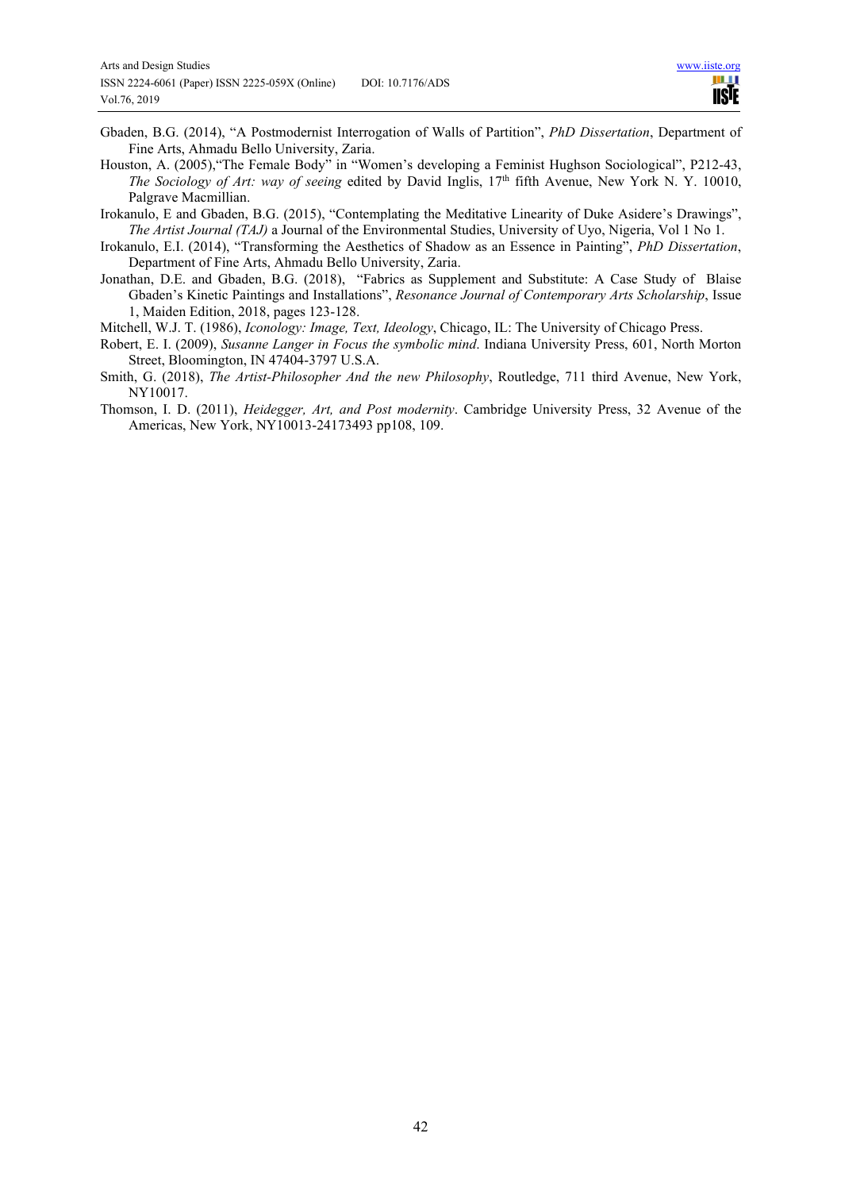Gbaden, B.G. (2014), “A Postmodernist Interrogation of Walls of Partition”, *PhD Dissertation*, Department of Fine Arts, Ahmadu Bello University, Zaria.

Houston, A. (2005),“The Female Body” in “Women’s developing a Feminist Hughson Sociological”, P212-43, *The Sociology of Art: way of seeing* edited by David Inglis, 17th fifth Avenue, New York N. Y. 10010, Palgrave Macmillian.

Irokanulo, E and Gbaden, B.G. (2015), “Contemplating the Meditative Linearity of Duke Asidere’s Drawings”, *The Artist Journal (TAJ)* a Journal of the Environmental Studies, University of Uyo, Nigeria, Vol 1 No 1.

Irokanulo, E.I. (2014), “Transforming the Aesthetics of Shadow as an Essence in Painting”, *PhD Dissertation*, Department of Fine Arts, Ahmadu Bello University, Zaria.

Jonathan, D.E. and Gbaden, B.G. (2018), “Fabrics as Supplement and Substitute: A Case Study of Blaise Gbaden’s Kinetic Paintings and Installations”, *Resonance Journal of Contemporary Arts Scholarship*, Issue 1, Maiden Edition, 2018, pages 123-128.

Mitchell, W.J. T. (1986), *Iconology: Image, Text, Ideology*, Chicago, IL: The University of Chicago Press.

Robert, E. I. (2009), *Susanne Langer in Focus the symbolic mind*. Indiana University Press, 601, North Morton Street, Bloomington, IN 47404-3797 U.S.A.

Smith, G. (2018), *The Artist-Philosopher And the new Philosophy*, Routledge, 711 third Avenue, New York, NY10017.

Thomson, I. D. (2011), *Heidegger, Art, and Post modernity*. Cambridge University Press, 32 Avenue of the Americas, New York, NY10013-24173493 pp108, 109.